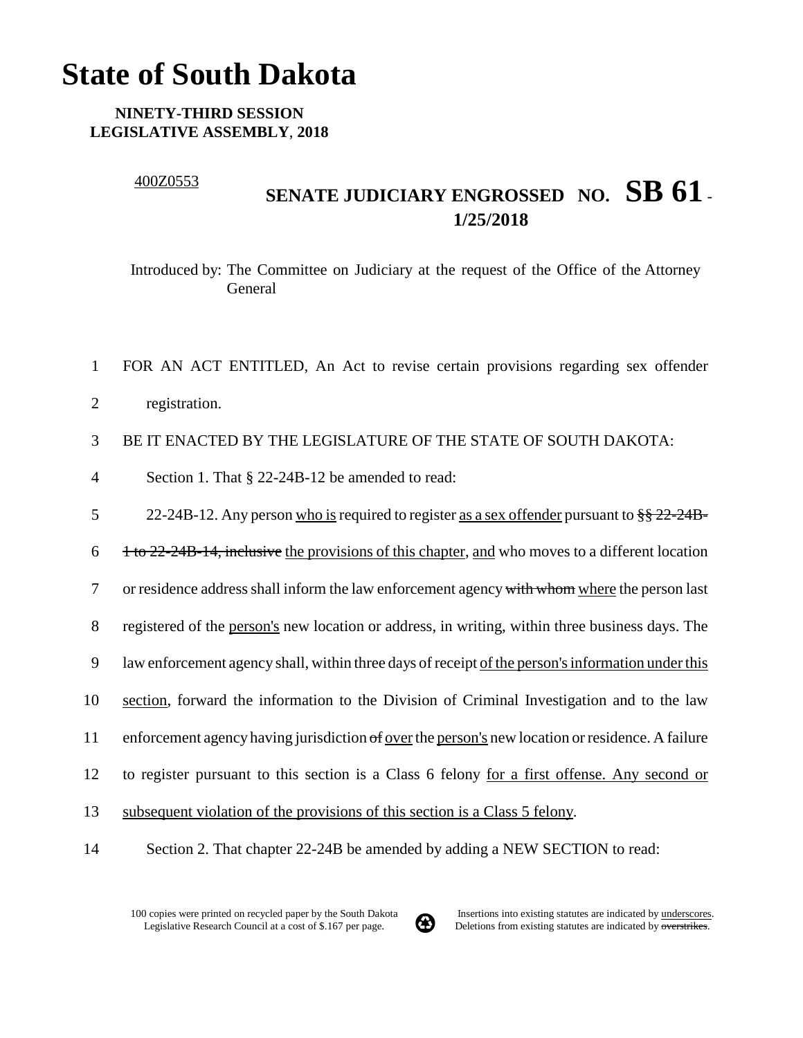# State of South Dakota

**NINETY-THIRD SESSION**
**LEGISLATIVE ASSEMBLY, 2018**

400Z0553

## SENATE JUDICIARY ENGROSSED NO. SB 61 - 1/25/2018

Introduced by: The Committee on Judiciary at the request of the Office of the Attorney General

1 FOR AN ACT ENTITLED, An Act to revise certain provisions regarding sex offender
2 registration.
3 BE IT ENACTED BY THE LEGISLATURE OF THE STATE OF SOUTH DAKOTA:
4 Section 1. That § 22-24B-12 be amended to read:
5 22-24B-12. Any person <u>who is</u> required to register <u>as a sex offender</u> pursuant to ~~§§ 22-24B-~~
6 ~~1 to 22-24B-14, inclusive~~ <u>the provisions of this chapter</u>, <u>and</u> who moves to a different location
7 or residence address shall inform the law enforcement agency ~~with whom~~ <u>where</u> the person last
8 registered of the <u>person's</u> new location or address, in writing, within three business days. The
9 law enforcement agency shall, within three days of receipt <u>of the person's information under this</u>
10 <u>section</u>, forward the information to the Division of Criminal Investigation and to the law
11 enforcement agency having jurisdiction ~~of~~ <u>over</u> the <u>person's</u> new location or residence. A failure
12 to register pursuant to this section is a Class 6 felony <u>for a first offense. Any second or</u>
13 <u>subsequent violation of the provisions of this section is a Class 5 felony</u>.
14 Section 2. That chapter 22-24B be amended by adding a NEW SECTION to read:

100 copies were printed on recycled paper by the South Dakota Legislative Research Council at a cost of $.167 per page.

Insertions into existing statutes are indicated by <u>underscores</u>. Deletions from existing statutes are indicated by ~~overstrikes~~.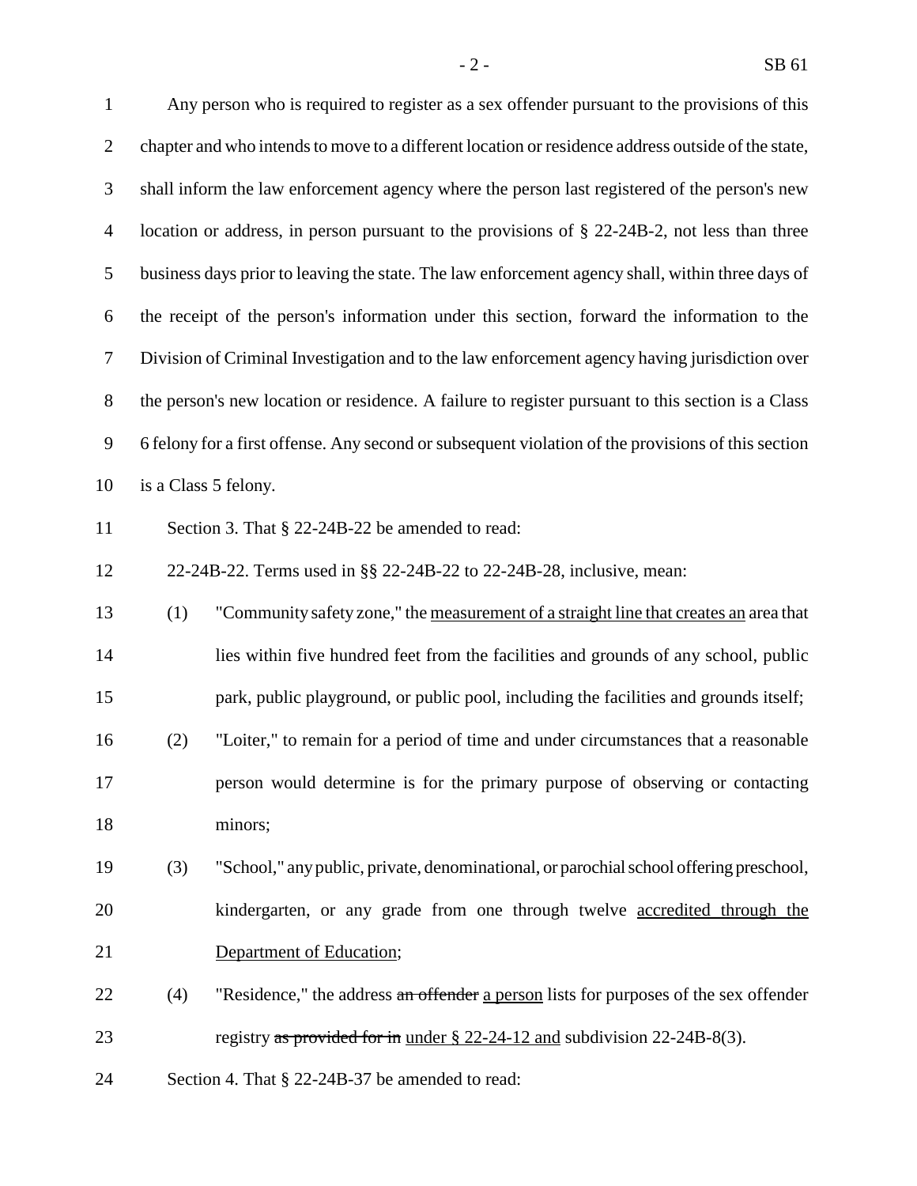Any person who is required to register as a sex offender pursuant to the provisions of this chapter and who intends to move to a different location or residence address outside of the state, shall inform the law enforcement agency where the person last registered of the person's new location or address, in person pursuant to the provisions of § 22-24B-2, not less than three business days prior to leaving the state. The law enforcement agency shall, within three days of the receipt of the person's information under this section, forward the information to the Division of Criminal Investigation and to the law enforcement agency having jurisdiction over the person's new location or residence. A failure to register pursuant to this section is a Class 6 felony for a first offense. Any second or subsequent violation of the provisions of this section is a Class 5 felony.

Section 3. That § 22-24B-22 be amended to read:

22-24B-22. Terms used in §§ 22-24B-22 to 22-24B-28, inclusive, mean:

(1) "Community safety zone," the <u>measurement of a straight line that creates an</u> area that lies within five hundred feet from the facilities and grounds of any school, public park, public playground, or public pool, including the facilities and grounds itself;

(2) "Loiter," to remain for a period of time and under circumstances that a reasonable person would determine is for the primary purpose of observing or contacting minors;

(3) "School," any public, private, denominational, or parochial school offering preschool, kindergarten, or any grade from one through twelve <u>accredited through the Department of Education</u>;

(4) "Residence," the address ~~an offender~~ <u>a person</u> lists for purposes of the sex offender registry ~~as provided for in~~ <u>under § 22-24-12 and</u> subdivision 22-24B-8(3).

Section 4. That § 22-24B-37 be amended to read: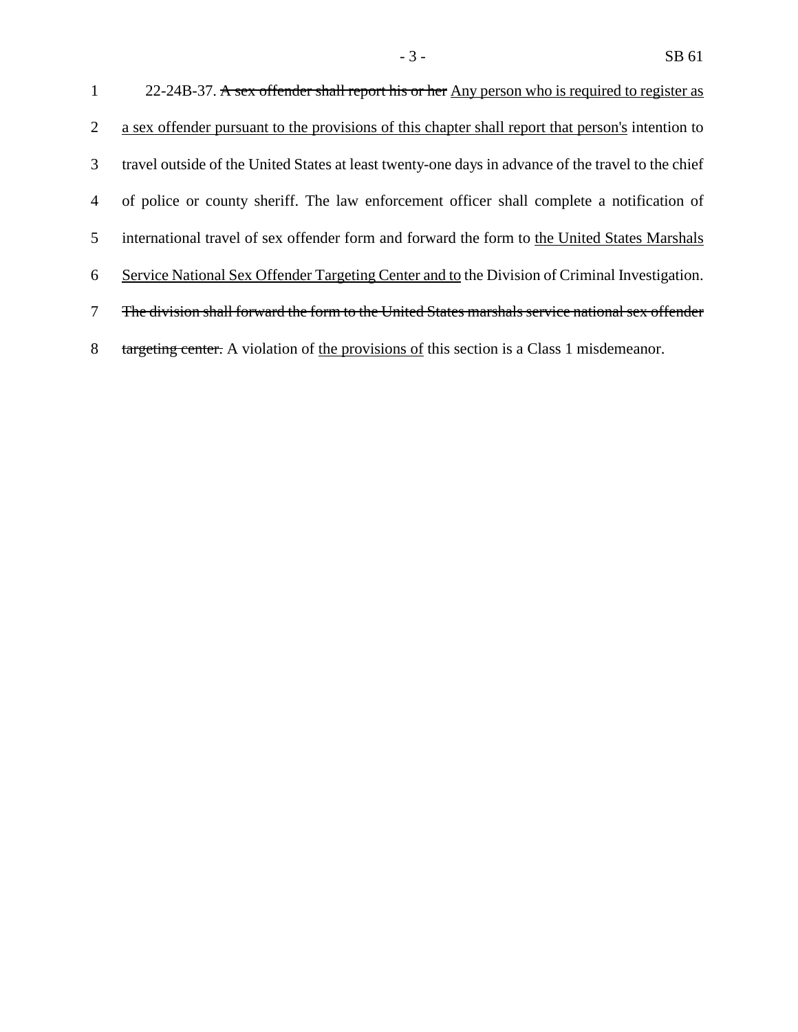22-24B-37. ~~A sex offender shall report his or her~~ <u>Any person who is required to register as a sex offender pursuant to the provisions of this chapter shall report that person's</u> intention to travel outside of the United States at least twenty-one days in advance of the travel to the chief of police or county sheriff. The law enforcement officer shall complete a notification of international travel of sex offender form and forward the form to <u>the United States Marshals Service National Sex Offender Targeting Center and to</u> the Division of Criminal Investigation. ~~The division shall forward the form to the United States marshals service national sex offender targeting center.~~ A violation of <u>the provisions of</u> this section is a Class 1 misdemeanor.